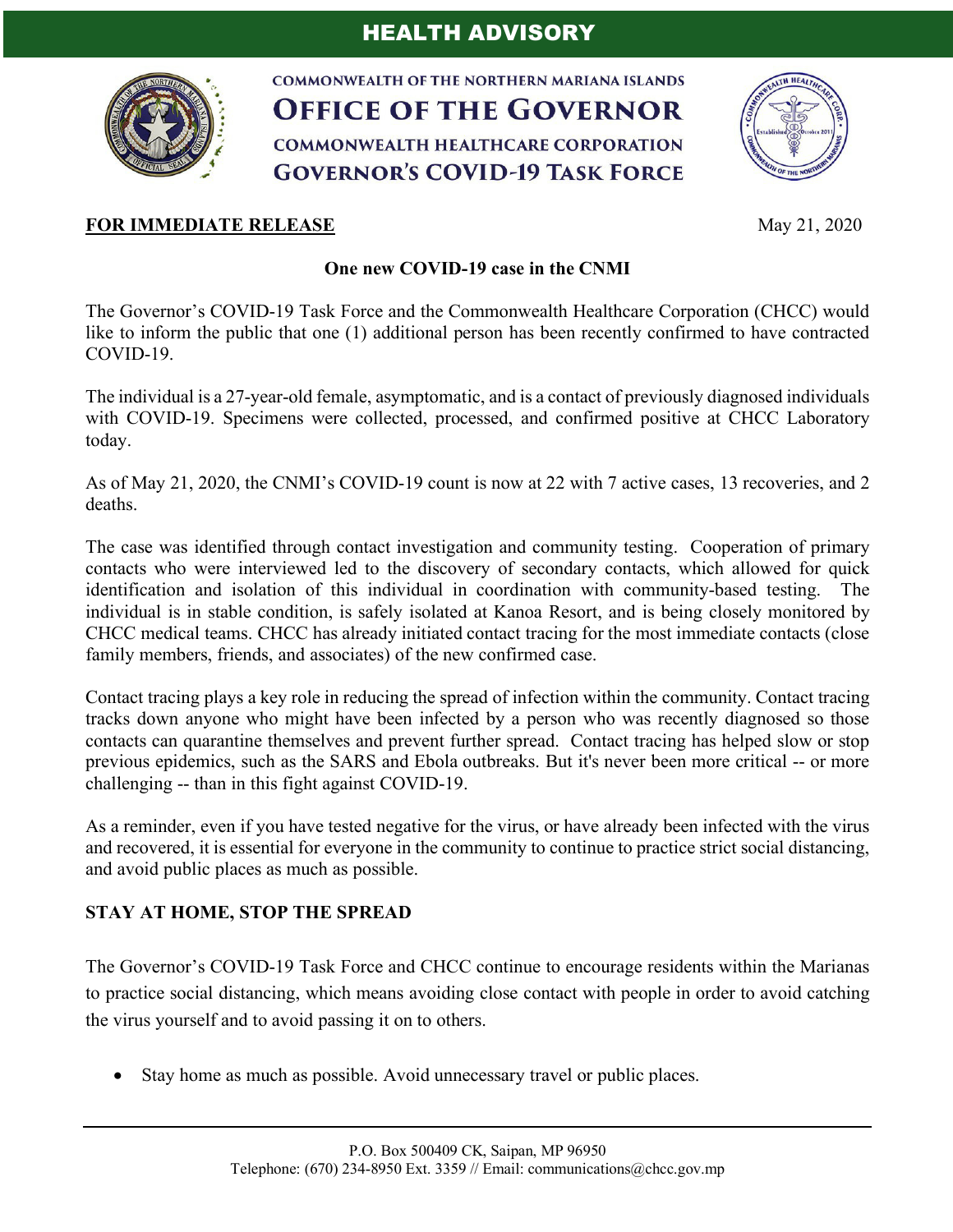# HEALTH ADVISORY

**COMMONWEALTH OF THE NORTHERN MARIANA ISLANDS**
**OFFICE OF THE GOVERNOR**
**COMMONWEALTH HEALTHCARE CORPORATION**
**GOVERNOR'S COVID-19 TASK FORCE**

**FOR IMMEDIATE RELEASE** May 21, 2020

**One new COVID-19 case in the CNMI**

The Governor's COVID-19 Task Force and the Commonwealth Healthcare Corporation (CHCC) would like to inform the public that one (1) additional person has been recently confirmed to have contracted COVID-19.

The individual is a 27-year-old female, asymptomatic, and is a contact of previously diagnosed individuals with COVID-19. Specimens were collected, processed, and confirmed positive at CHCC Laboratory today.

As of May 21, 2020, the CNMI's COVID-19 count is now at 22 with 7 active cases, 13 recoveries, and 2 deaths.

The case was identified through contact investigation and community testing. Cooperation of primary contacts who were interviewed led to the discovery of secondary contacts, which allowed for quick identification and isolation of this individual in coordination with community-based testing. The individual is in stable condition, is safely isolated at Kanoa Resort, and is being closely monitored by CHCC medical teams. CHCC has already initiated contact tracing for the most immediate contacts (close family members, friends, and associates) of the new confirmed case.

Contact tracing plays a key role in reducing the spread of infection within the community. Contact tracing tracks down anyone who might have been infected by a person who was recently diagnosed so those contacts can quarantine themselves and prevent further spread. Contact tracing has helped slow or stop previous epidemics, such as the SARS and Ebola outbreaks. But it's never been more critical -- or more challenging -- than in this fight against COVID-19.

As a reminder, even if you have tested negative for the virus, or have already been infected with the virus and recovered, it is essential for everyone in the community to continue to practice strict social distancing, and avoid public places as much as possible.

**STAY AT HOME, STOP THE SPREAD**

The Governor's COVID-19 Task Force and CHCC continue to encourage residents within the Marianas to practice social distancing, which means avoiding close contact with people in order to avoid catching the virus yourself and to avoid passing it on to others.

- Stay home as much as possible. Avoid unnecessary travel or public places.

P.O. Box 500409 CK, Saipan, MP 96950
Telephone: (670) 234-8950 Ext. 3359 // Email: communications@chcc.gov.mp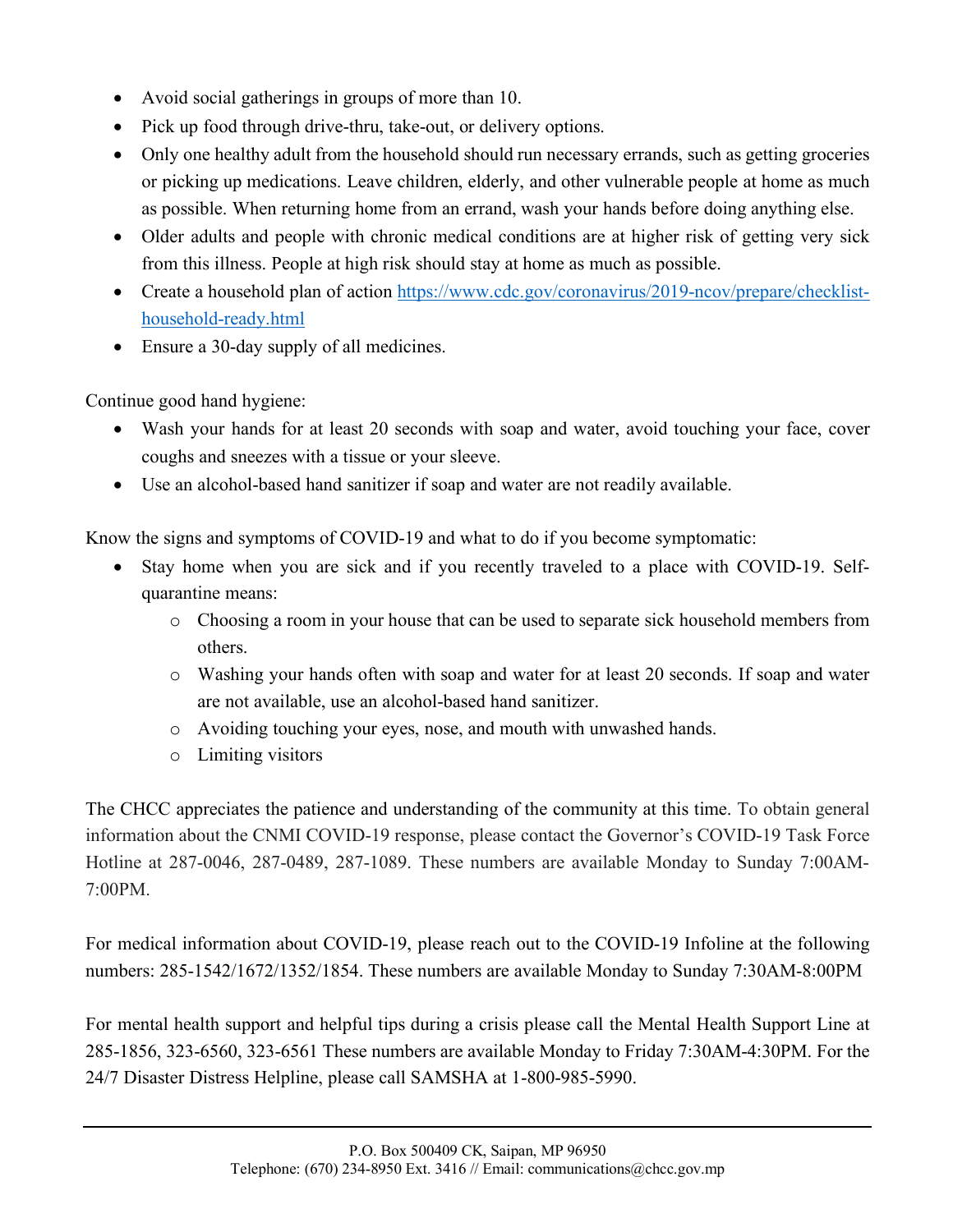- Avoid social gatherings in groups of more than 10.
- Pick up food through drive-thru, take-out, or delivery options.
- Only one healthy adult from the household should run necessary errands, such as getting groceries or picking up medications. Leave children, elderly, and other vulnerable people at home as much as possible. When returning home from an errand, wash your hands before doing anything else.
- Older adults and people with chronic medical conditions are at higher risk of getting very sick from this illness. People at high risk should stay at home as much as possible.
- Create a household plan of action [https://www.cdc.gov/coronavirus/2019-ncov/prepare/checklist-household-ready.html](https://www.cdc.gov/coronavirus/2019-ncov/prepare/checklist-household-ready.html)
- Ensure a 30-day supply of all medicines.

Continue good hand hygiene:

- Wash your hands for at least 20 seconds with soap and water, avoid touching your face, cover coughs and sneezes with a tissue or your sleeve.
- Use an alcohol-based hand sanitizer if soap and water are not readily available.

Know the signs and symptoms of COVID-19 and what to do if you become symptomatic:

- Stay home when you are sick and if you recently traveled to a place with COVID-19. Self-quarantine means:
  - Choosing a room in your house that can be used to separate sick household members from others.
  - Washing your hands often with soap and water for at least 20 seconds. If soap and water are not available, use an alcohol-based hand sanitizer.
  - Avoiding touching your eyes, nose, and mouth with unwashed hands.
  - Limiting visitors

The CHCC appreciates the patience and understanding of the community at this time. To obtain general information about the CNMI COVID-19 response, please contact the Governor's COVID-19 Task Force Hotline at 287-0046, 287-0489, 287-1089. These numbers are available Monday to Sunday 7:00AM-7:00PM.

For medical information about COVID-19, please reach out to the COVID-19 Infoline at the following numbers: 285-1542/1672/1352/1854. These numbers are available Monday to Sunday 7:30AM-8:00PM

For mental health support and helpful tips during a crisis please call the Mental Health Support Line at 285-1856, 323-6560, 323-6561 These numbers are available Monday to Friday 7:30AM-4:30PM. For the 24/7 Disaster Distress Helpline, please call SAMSHA at 1-800-985-5990.

---

P.O. Box 500409 CK, Saipan, MP 96950
Telephone: (670) 234-8950 Ext. 3416 // Email: communications@chcc.gov.mp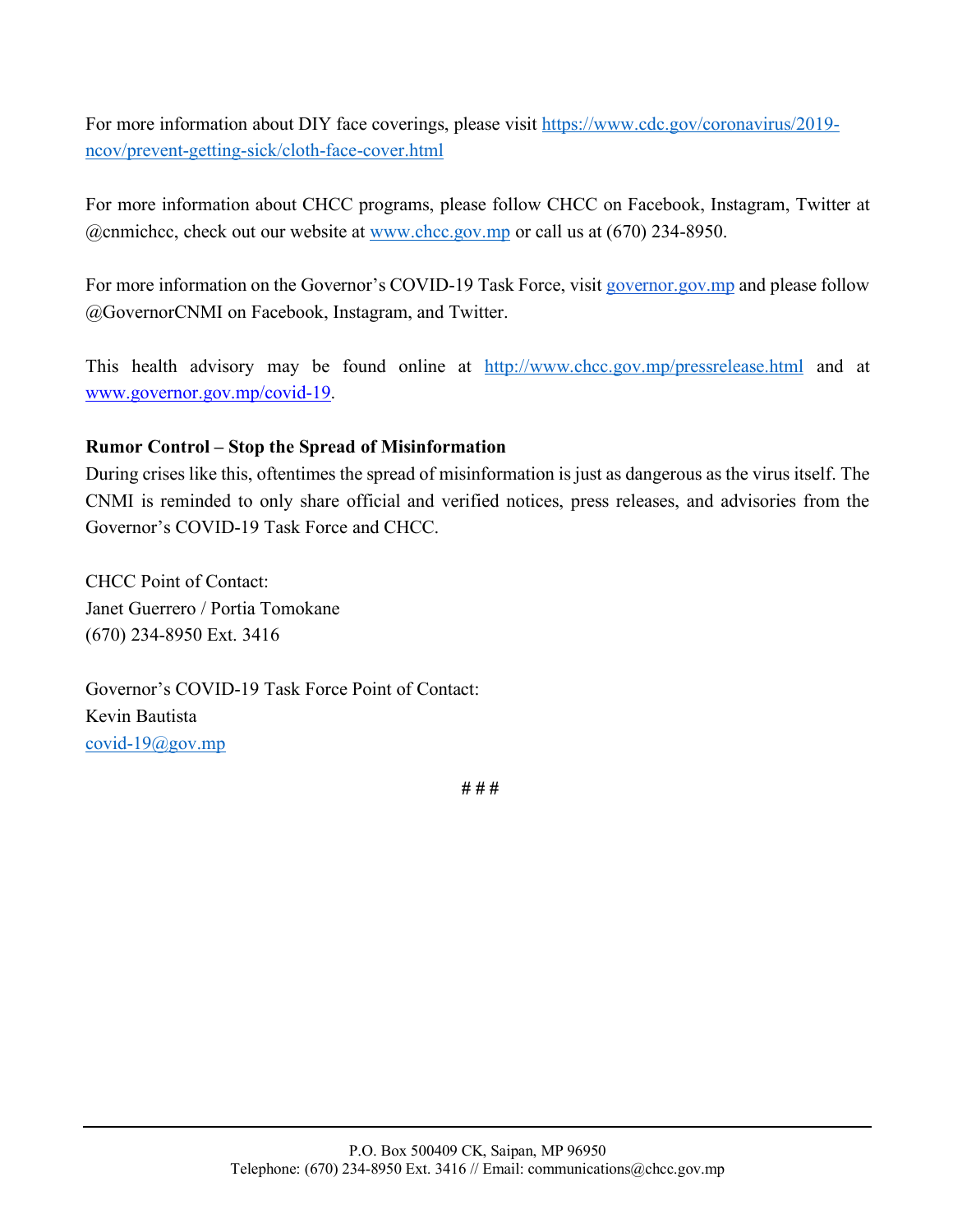For more information about DIY face coverings, please visit https://www.cdc.gov/coronavirus/2019-ncov/prevent-getting-sick/cloth-face-cover.html

For more information about CHCC programs, please follow CHCC on Facebook, Instagram, Twitter at @cnmichcc, check out our website at www.chcc.gov.mp or call us at (670) 234-8950.

For more information on the Governor's COVID-19 Task Force, visit governor.gov.mp and please follow @GovernorCNMI on Facebook, Instagram, and Twitter.

This health advisory may be found online at http://www.chcc.gov.mp/pressrelease.html and at www.governor.gov.mp/covid-19.

**Rumor Control – Stop the Spread of Misinformation**

During crises like this, oftentimes the spread of misinformation is just as dangerous as the virus itself. The CNMI is reminded to only share official and verified notices, press releases, and advisories from the Governor's COVID-19 Task Force and CHCC.

CHCC Point of Contact:
Janet Guerrero / Portia Tomokane
(670) 234-8950 Ext. 3416

Governor's COVID-19 Task Force Point of Contact:
Kevin Bautista
covid-19@gov.mp

# # #

P.O. Box 500409 CK, Saipan, MP 96950
Telephone: (670) 234-8950 Ext. 3416 // Email: communications@chcc.gov.mp